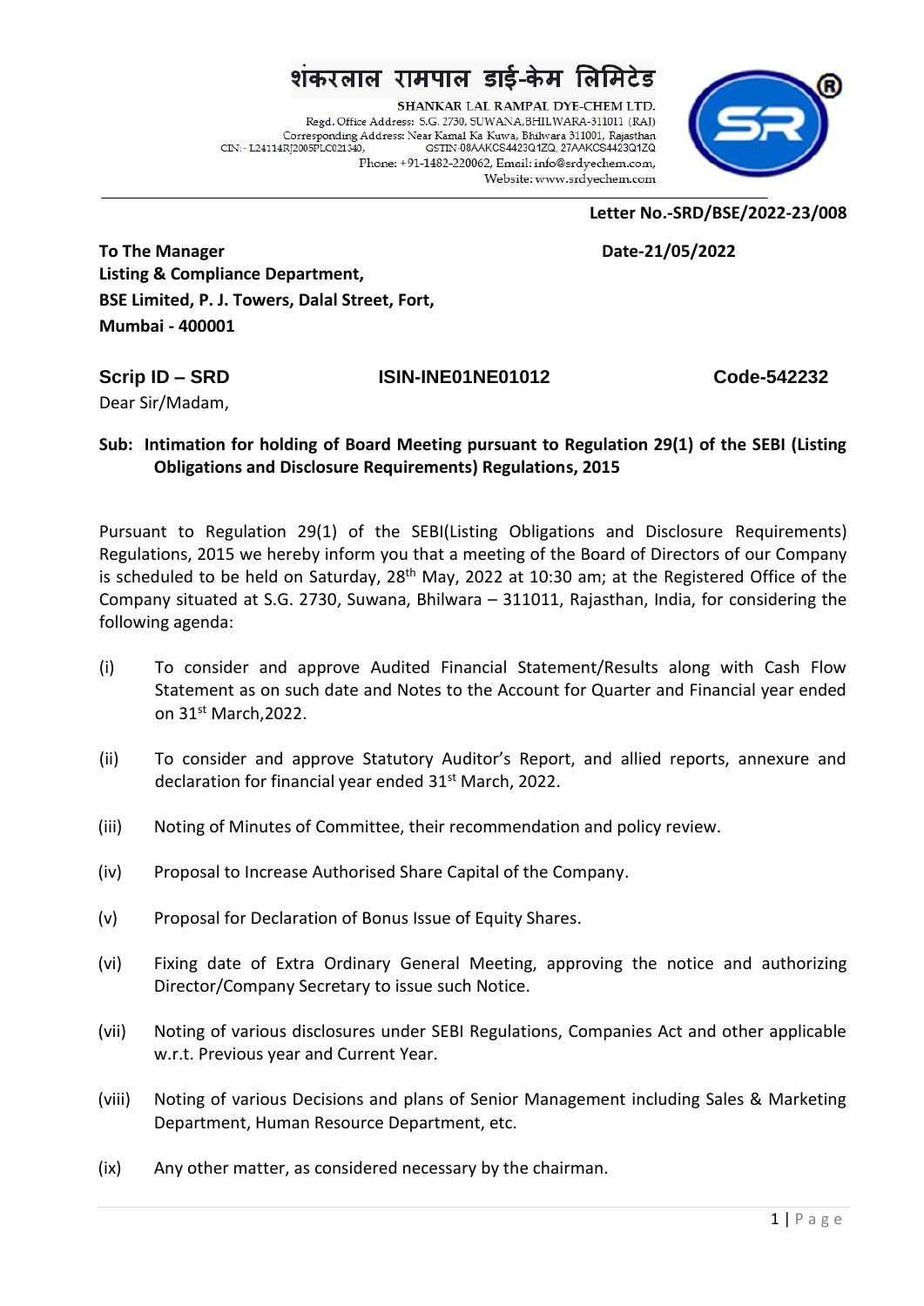# शंकरलाल रामपाल डाई-केम लिमिटेड

**SHANKAR LAL RAMPAL DYE-CHEM LTD.**
Regd. Office Address: S.G. 2730, SUWANA,BHILWARA-311011 (RAJ)
Corresponding Address: Near Kamal Ka Kuwa, Bhilwara 311001, Rajasthan
CIN:- L24114RJ2005PLC021340, GSTIN-08AAKCS4423Q1ZQ, 27AAKCS4423Q1ZQ
Phone: +91-1482-220062, Email: info@srdyechem.com,
Website: www.srdyechem.com

**Letter No.-SRD/BSE/2022-23/008**

**Date-21/05/2022**

**To The Manager**
**Listing & Compliance Department,**
**BSE Limited, P. J. Towers, Dalal Street, Fort,**
**Mumbai - 400001**

**Scrip ID – SRD** **ISIN-INE01NE01012** **Code-542232**

Dear Sir/Madam,

**Sub: Intimation for holding of Board Meeting pursuant to Regulation 29(1) of the SEBI (Listing Obligations and Disclosure Requirements) Regulations, 2015**

Pursuant to Regulation 29(1) of the SEBI(Listing Obligations and Disclosure Requirements) Regulations, 2015 we hereby inform you that a meeting of the Board of Directors of our Company is scheduled to be held on Saturday, 28th May, 2022 at 10:30 am; at the Registered Office of the Company situated at S.G. 2730, Suwana, Bhilwara – 311011, Rajasthan, India, for considering the following agenda:

(i) To consider and approve Audited Financial Statement/Results along with Cash Flow Statement as on such date and Notes to the Account for Quarter and Financial year ended on 31st March,2022.

(ii) To consider and approve Statutory Auditor's Report, and allied reports, annexure and declaration for financial year ended 31st March, 2022.

(iii) Noting of Minutes of Committee, their recommendation and policy review.

(iv) Proposal to Increase Authorised Share Capital of the Company.

(v) Proposal for Declaration of Bonus Issue of Equity Shares.

(vi) Fixing date of Extra Ordinary General Meeting, approving the notice and authorizing Director/Company Secretary to issue such Notice.

(vii) Noting of various disclosures under SEBI Regulations, Companies Act and other applicable w.r.t. Previous year and Current Year.

(viii) Noting of various Decisions and plans of Senior Management including Sales & Marketing Department, Human Resource Department, etc.

(ix) Any other matter, as considered necessary by the chairman.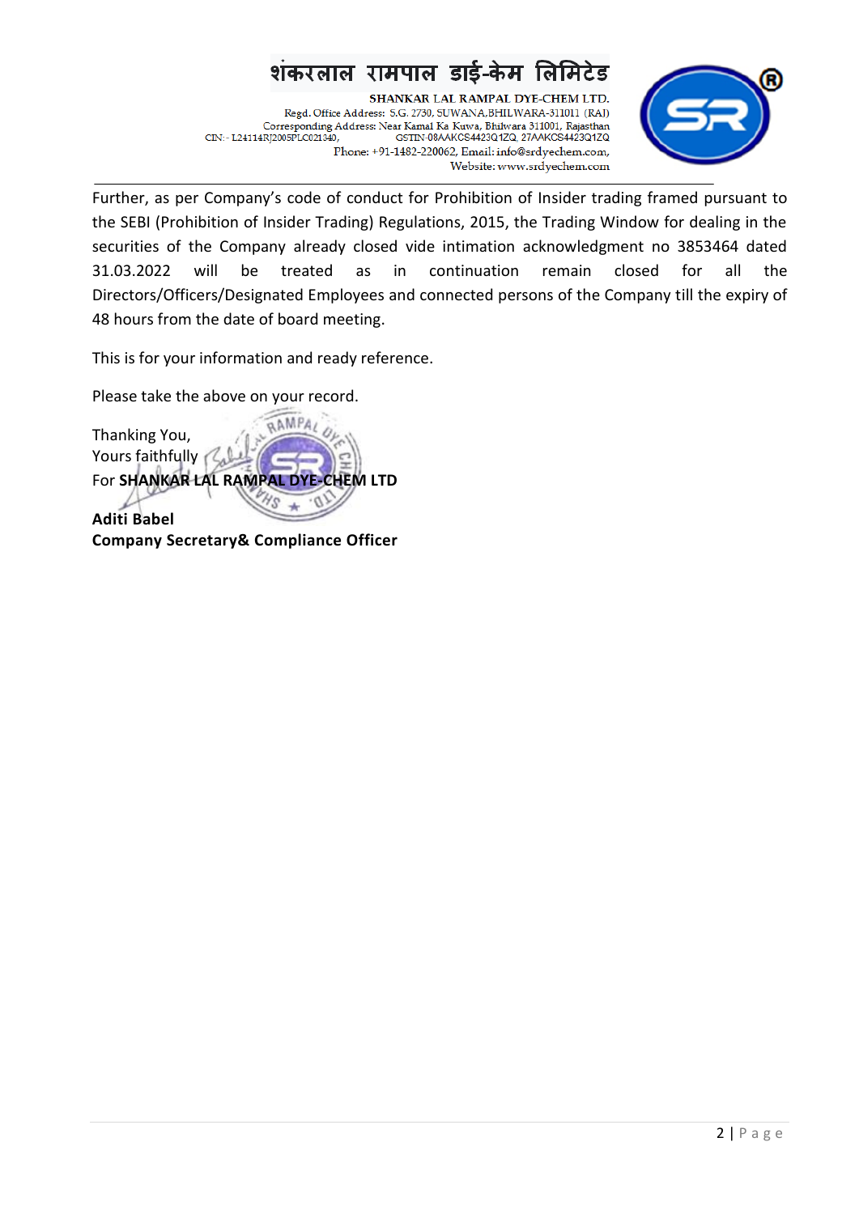शंकरलाल रामपाल डाई-केम लिमिटेड

SHANKAR LAL RAMPAL DYE-CHEM LTD.

Regd. Office Address: S.G. 2730, SUWANA,BHILWARA-311011 (RAJ)

Corresponding Address: Near Kamal Ka Kuwa, Bhilwara 311001, Rajasthan

CIN: - L24114RJ2005PLC021340, GSTIN-08AAKCS4423Q1ZQ, 27AAKCS4423Q1ZQ

Phone: +91-1482-220062, Email: info@srdyechem.com,

Website: www.srdyechem.com

Further, as per Company's code of conduct for Prohibition of Insider trading framed pursuant to the SEBI (Prohibition of Insider Trading) Regulations, 2015, the Trading Window for dealing in the securities of the Company already closed vide intimation acknowledgment no 3853464 dated 31.03.2022 will be treated as in continuation remain closed for all the Directors/Officers/Designated Employees and connected persons of the Company till the expiry of 48 hours from the date of board meeting.

This is for your information and ready reference.

Please take the above on your record.

Thanking You,
Yours faithfully
For **SHANKAR LAL RAMPAL DYE-CHEM LTD**

**Aditi Babel**
**Company Secretary& Compliance Officer**